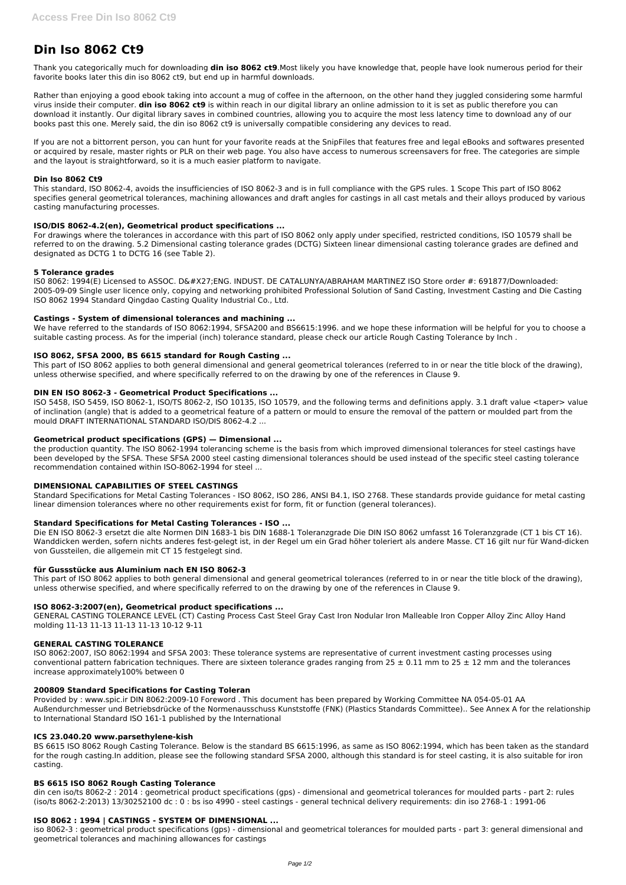# Din Iso 8062 Ct9

Thank you categorically much for downloading **din iso 8062 ct9**.Most likely you have knowledge that, people have look numerous period for their favorite books later this din iso 8062 ct9, but end up in harmful downloads.

Rather than enjoying a good ebook taking into account a mug of coffee in the afternoon, on the other hand they juggled considering some harmful virus inside their computer. **din iso 8062 ct9** is within reach in our digital library an online admission to it is set as public therefore you can download it instantly. Our digital library saves in combined countries, allowing you to acquire the most less latency time to download any of our books past this one. Merely said, the din iso 8062 ct9 is universally compatible considering any devices to read.

If you are not a bittorrent person, you can hunt for your favorite reads at the SnipFiles that features free and legal eBooks and softwares presented or acquired by resale, master rights or PLR on their web page. You also have access to numerous screensavers for free. The categories are simple and the layout is straightforward, so it is a much easier platform to navigate.

### Din Iso 8062 Ct9

This standard, ISO 8062-4, avoids the insufficiencies of ISO 8062-3 and is in full compliance with the GPS rules. 1 Scope This part of ISO 8062 specifies general geometrical tolerances, machining allowances and draft angles for castings in all cast metals and their alloys produced by various casting manufacturing processes.

### ISO/DIS 8062-4.2(en), Geometrical product specifications ...

For drawings where the tolerances in accordance with this part of ISO 8062 only apply under specified, restricted conditions, ISO 10579 shall be referred to on the drawing. 5.2 Dimensional casting tolerance grades (DCTG) Sixteen linear dimensional casting tolerance grades are defined and designated as DCTG 1 to DCTG 16 (see Table 2).

### 5 Tolerance grades

IS0 8062: 1994(E) Licensed to ASSOC. D&#X27;ENG. INDUST. DE CATALUNYA/ABRAHAM MARTINEZ ISO Store order #: 691877/Downloaded: 2005-09-09 Single user licence only, copying and networking prohibited Professional Solution of Sand Casting, Investment Casting and Die Casting ISO 8062 1994 Standard Qingdao Casting Quality Industrial Co., Ltd.

### Castings - System of dimensional tolerances and machining ...

We have referred to the standards of ISO 8062:1994, SFSA200 and BS6615:1996. and we hope these information will be helpful for you to choose a suitable casting process. As for the imperial (inch) tolerance standard, please check our article Rough Casting Tolerance by Inch .

### ISO 8062, SFSA 2000, BS 6615 standard for Rough Casting ...

This part of ISO 8062 applies to both general dimensional and general geometrical tolerances (referred to in or near the title block of the drawing), unless otherwise specified, and where specifically referred to on the drawing by one of the references in Clause 9.

### DIN EN ISO 8062-3 - Geometrical Product Specifications ...

ISO 5458, ISO 5459, ISO 8062-1, ISO/TS 8062-2, ISO 10135, ISO 10579, and the following terms and definitions apply. 3.1 draft value <taper> value of inclination (angle) that is added to a geometrical feature of a pattern or mould to ensure the removal of the pattern or moulded part from the mould DRAFT INTERNATIONAL STANDARD ISO/DIS 8062-4.2 ...

### Geometrical product specifications (GPS) — Dimensional ...

the production quantity. The ISO 8062-1994 tolerancing scheme is the basis from which improved dimensional tolerances for steel castings have been developed by the SFSA. These SFSA 2000 steel casting dimensional tolerances should be used instead of the specific steel casting tolerance recommendation contained within ISO-8062-1994 for steel ...

### DIMENSIONAL CAPABILITIES OF STEEL CASTINGS

Standard Specifications for Metal Casting Tolerances - ISO 8062, ISO 286, ANSI B4.1, ISO 2768. These standards provide guidance for metal casting linear dimension tolerances where no other requirements exist for form, fit or function (general tolerances).

### Standard Specifications for Metal Casting Tolerances - ISO ...

Die EN ISO 8062-3 ersetzt die alte Normen DIN 1683-1 bis DIN 1688-1 Toleranzgrade Die DIN ISO 8062 umfasst 16 Toleranzgrade (CT 1 bis CT 16). Wanddicken werden, sofern nichts anderes fest-gelegt ist, in der Regel um ein Grad höher toleriert als andere Masse. CT 16 gilt nur für Wand-dicken von Gussteilen, die allgemein mit CT 15 festgelegt sind.

### für Gussstücke aus Aluminium nach EN ISO 8062-3

This part of ISO 8062 applies to both general dimensional and general geometrical tolerances (referred to in or near the title block of the drawing), unless otherwise specified, and where specifically referred to on the drawing by one of the references in Clause 9.

### ISO 8062-3:2007(en), Geometrical product specifications ...

GENERAL CASTING TOLERANCE LEVEL (CT) Casting Process Cast Steel Gray Cast Iron Nodular Iron Malleable Iron Copper Alloy Zinc Alloy Hand molding 11-13 11-13 11-13 11-13 10-12 9-11

### GENERAL CASTING TOLERANCE

ISO 8062:2007, ISO 8062:1994 and SFSA 2003: These tolerance systems are representative of current investment casting processes using conventional pattern fabrication techniques. There are sixteen tolerance grades ranging from 25 ± 0.11 mm to 25 ± 12 mm and the tolerances increase approximately100% between 0

### 200809 Standard Specifications for Casting Toleran

Provided by : www.spic.ir DIN 8062:2009-10 Foreword . This document has been prepared by Working Committee NA 054-05-01 AA Außendurchmesser und Betriebsdrücke of the Normenausschuss Kunststoffe (FNK) (Plastics Standards Committee).. See Annex A for the relationship to International Standard ISO 161-1 published by the International

### ICS 23.040.20 www.parsethylene-kish

BS 6615 ISO 8062 Rough Casting Tolerance. Below is the standard BS 6615:1996, as same as ISO 8062:1994, which has been taken as the standard for the rough casting.In addition, please see the following standard SFSA 2000, although this standard is for steel casting, it is also suitable for iron casting.

### BS 6615 ISO 8062 Rough Casting Tolerance

din cen iso/ts 8062-2 : 2014 : geometrical product specifications (gps) - dimensional and geometrical tolerances for moulded parts - part 2: rules (iso/ts 8062-2:2013) 13/30252100 dc : 0 : bs iso 4990 - steel castings - general technical delivery requirements: din iso 2768-1 : 1991-06

### ISO 8062 : 1994 | CASTINGS - SYSTEM OF DIMENSIONAL ...

iso 8062-3 : geometrical product specifications (gps) - dimensional and geometrical tolerances for moulded parts - part 3: general dimensional and geometrical tolerances and machining allowances for castings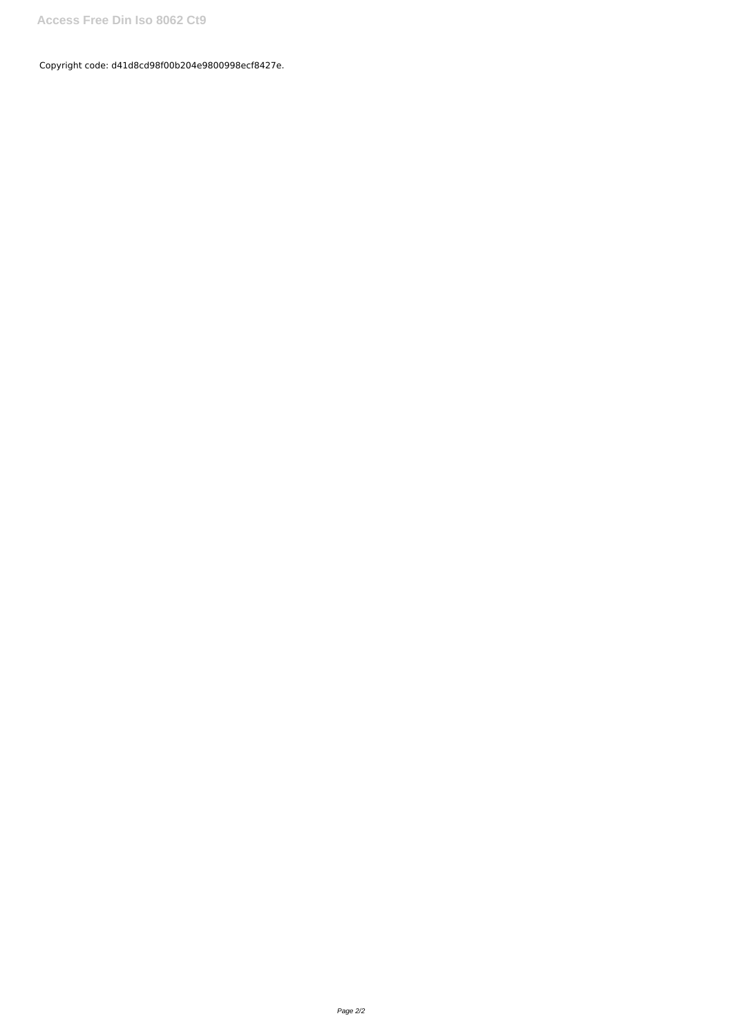Copyright code: d41d8cd98f00b204e9800998ecf8427e.